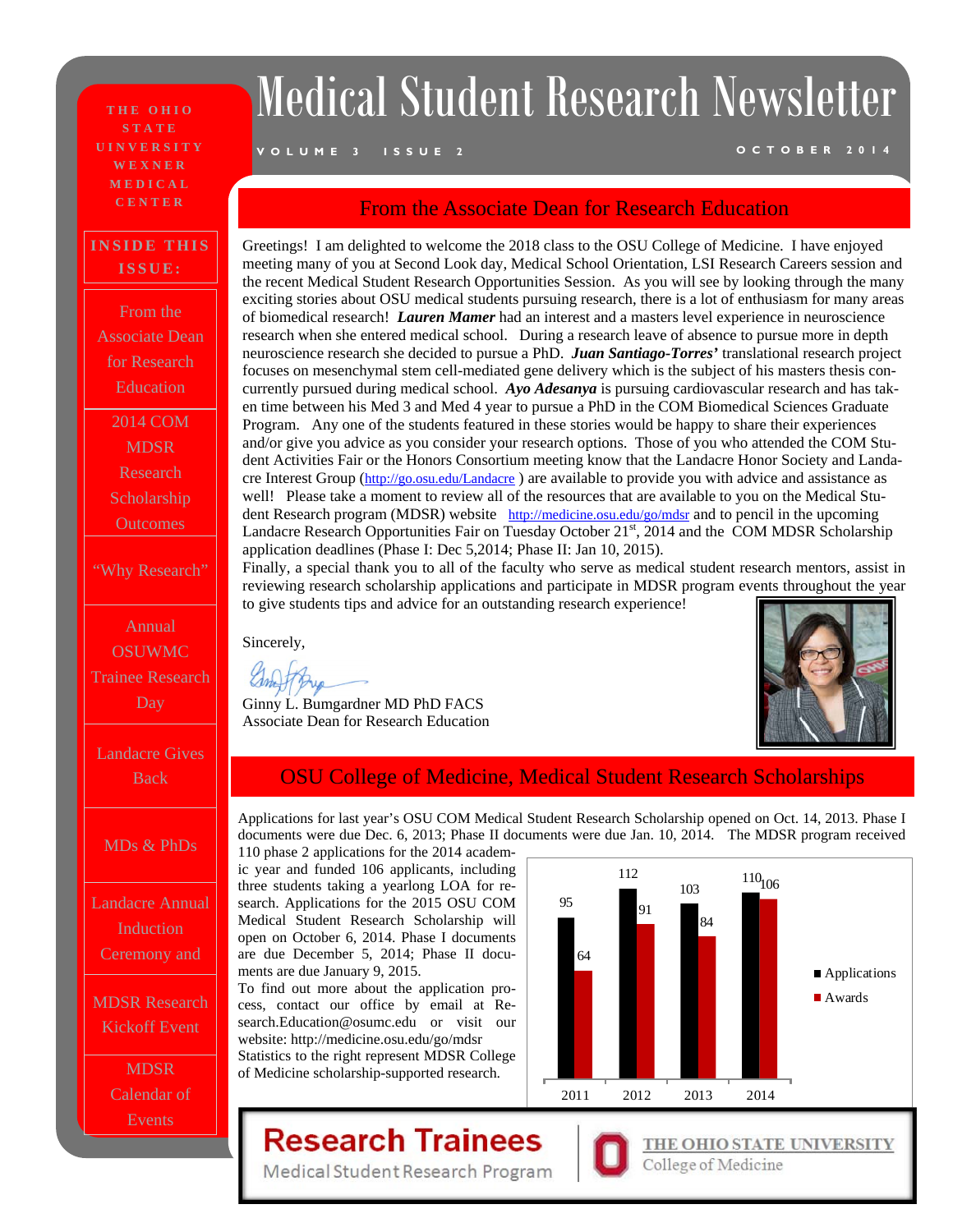# Medical Student Research Newsletter

THE OHIO STATE UNIVERSITY WEXNER MEDICAL CENTER

VOLUME 3 ISSUE 2

OCTOBER 2014

**INSIDE THIS ISSUE:**

- From the Associate Dean for Research Education
- 2014 COM MDSR Research Scholarship Outcomes
- "Why Research"
- Annual OSUWMC Trainee Research Day
- Landacre Gives Back
- MDs & PhDs
- Landacre Annual Induction Ceremony and
- MDSR Research Kickoff Event
- MDSR Calendar of Events

## From the Associate Dean for Research Education

Greetings! I am delighted to welcome the 2018 class to the OSU College of Medicine. I have enjoyed meeting many of you at Second Look day, Medical School Orientation, LSI Research Careers session and the recent Medical Student Research Opportunities Session. As you will see by looking through the many exciting stories about OSU medical students pursuing research, there is a lot of enthusiasm for many areas of biomedical research! ***Lauren Mamer*** had an interest and a masters level experience in neuroscience research when she entered medical school. During a research leave of absence to pursue more in depth neuroscience research she decided to pursue a PhD. ***Juan Santiago-Torres'*** translational research project focuses on mesenchymal stem cell-mediated gene delivery which is the subject of his masters thesis concurrently pursued during medical school. ***Ayo Adesanya*** is pursuing cardiovascular research and has taken time between his Med 3 and Med 4 year to pursue a PhD in the COM Biomedical Sciences Graduate Program. Any one of the students featured in these stories would be happy to share their experiences and/or give you advice as you consider your research options. Those of you who attended the COM Student Activities Fair or the Honors Consortium meeting know that the Landacre Honor Society and Landacre Interest Group (http://go.osu.edu/Landacre ) are available to provide you with advice and assistance as well! Please take a moment to review all of the resources that are available to you on the Medical Student Research program (MDSR) website http://medicine.osu.edu/go/mdsr and to pencil in the upcoming Landacre Research Opportunities Fair on Tuesday October 21st, 2014 and the COM MDSR Scholarship application deadlines (Phase I: Dec 5,2014; Phase II: Jan 10, 2015).

Finally, a special thank you to all of the faculty who serve as medical student research mentors, assist in reviewing research scholarship applications and participate in MDSR program events throughout the year to give students tips and advice for an outstanding research experience!

Sincerely,

Ginny L. Bumgardner MD PhD FACS
Associate Dean for Research Education

## OSU College of Medicine, Medical Student Research Scholarships

Applications for last year's OSU COM Medical Student Research Scholarship opened on Oct. 14, 2013. Phase I documents were due Dec. 6, 2013; Phase II documents were due Jan. 10, 2014. The MDSR program received 110 phase 2 applications for the 2014 academic year and funded 106 applicants, including three students taking a yearlong LOA for research. Applications for the 2015 OSU COM Medical Student Research Scholarship will open on October 6, 2014. Phase I documents are due December 5, 2014; Phase II documents are due January 9, 2015.

To find out more about the application process, contact our office by email at Research.Education@osumc.edu or visit our website: http://medicine.osu.edu/go/mdsr

Statistics to the right represent MDSR College of Medicine scholarship-supported research.

Applications
Awards

2011: 95, 64
2012: 112, 91
2013: 103, 84
2014: 110, 106

**Research Trainees**
Medical Student Research Program

THE OHIO STATE UNIVERSITY
College of Medicine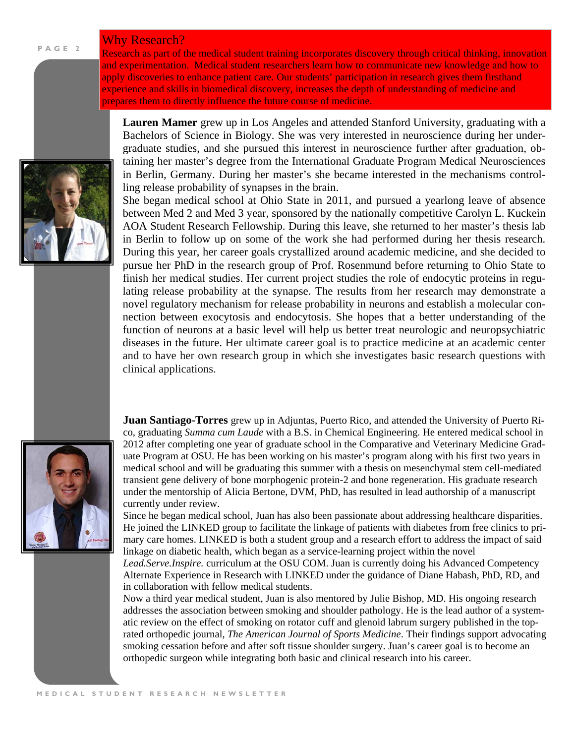## Why Research?

Research as part of the medical student training incorporates discovery through critical thinking, innovation and experimentation. Medical student researchers learn how to communicate new knowledge and how to apply discoveries to enhance patient care. Our students' participation in research gives them firsthand experience and skills in biomedical discovery, increases the depth of understanding of medicine and prepares them to directly influence the future course of medicine.

**Lauren Mamer** grew up in Los Angeles and attended Stanford University, graduating with a Bachelors of Science in Biology. She was very interested in neuroscience during her undergraduate studies, and she pursued this interest in neuroscience further after graduation, obtaining her master's degree from the International Graduate Program Medical Neurosciences in Berlin, Germany. During her master's she became interested in the mechanisms controlling release probability of synapses in the brain.

She began medical school at Ohio State in 2011, and pursued a yearlong leave of absence between Med 2 and Med 3 year, sponsored by the nationally competitive Carolyn L. Kuckein AOA Student Research Fellowship. During this leave, she returned to her master's thesis lab in Berlin to follow up on some of the work she had performed during her thesis research. During this year, her career goals crystallized around academic medicine, and she decided to pursue her PhD in the research group of Prof. Rosenmund before returning to Ohio State to finish her medical studies. Her current project studies the role of endocytic proteins in regulating release probability at the synapse. The results from her research may demonstrate a novel regulatory mechanism for release probability in neurons and establish a molecular connection between exocytosis and endocytosis. She hopes that a better understanding of the function of neurons at a basic level will help us better treat neurologic and neuropsychiatric diseases in the future. Her ultimate career goal is to practice medicine at an academic center and to have her own research group in which she investigates basic research questions with clinical applications.

**Juan Santiago-Torres** grew up in Adjuntas, Puerto Rico, and attended the University of Puerto Rico, graduating *Summa cum Laude* with a B.S. in Chemical Engineering. He entered medical school in 2012 after completing one year of graduate school in the Comparative and Veterinary Medicine Graduate Program at OSU. He has been working on his master's program along with his first two years in medical school and will be graduating this summer with a thesis on mesenchymal stem cell-mediated transient gene delivery of bone morphogenic protein-2 and bone regeneration. His graduate research under the mentorship of Alicia Bertone, DVM, PhD, has resulted in lead authorship of a manuscript currently under review.

Since he began medical school, Juan has also been passionate about addressing healthcare disparities. He joined the LINKED group to facilitate the linkage of patients with diabetes from free clinics to primary care homes. LINKED is both a student group and a research effort to address the impact of said linkage on diabetic health, which began as a service-learning project within the novel *Lead.Serve.Inspire.* curriculum at the OSU COM. Juan is currently doing his Advanced Competency Alternate Experience in Research with LINKED under the guidance of Diane Habash, PhD, RD, and in collaboration with fellow medical students.

Now a third year medical student, Juan is also mentored by Julie Bishop, MD. His ongoing research addresses the association between smoking and shoulder pathology. He is the lead author of a systematic review on the effect of smoking on rotator cuff and glenoid labrum surgery published in the top-rated orthopedic journal, *The American Journal of Sports Medicine*. Their findings support advocating smoking cessation before and after soft tissue shoulder surgery. Juan's career goal is to become an orthopedic surgeon while integrating both basic and clinical research into his career.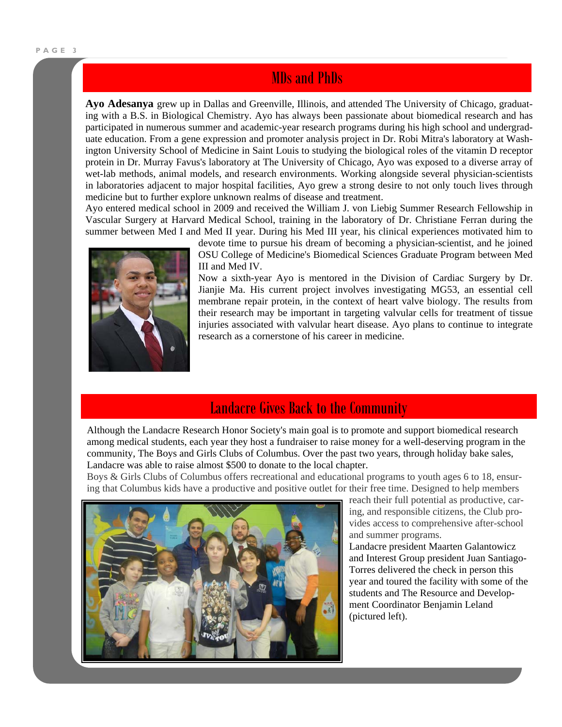## MDs and PhDs

**Ayo Adesanya** grew up in Dallas and Greenville, Illinois, and attended The University of Chicago, graduating with a B.S. in Biological Chemistry. Ayo has always been passionate about biomedical research and has participated in numerous summer and academic-year research programs during his high school and undergraduate education. From a gene expression and promoter analysis project in Dr. Robi Mitra's laboratory at Washington University School of Medicine in Saint Louis to studying the biological roles of the vitamin D receptor protein in Dr. Murray Favus's laboratory at The University of Chicago, Ayo was exposed to a diverse array of wet-lab methods, animal models, and research environments. Working alongside several physician-scientists in laboratories adjacent to major hospital facilities, Ayo grew a strong desire to not only touch lives through medicine but to further explore unknown realms of disease and treatment.

Ayo entered medical school in 2009 and received the William J. von Liebig Summer Research Fellowship in Vascular Surgery at Harvard Medical School, training in the laboratory of Dr. Christiane Ferran during the summer between Med I and Med II year. During his Med III year, his clinical experiences motivated him to devote time to pursue his dream of becoming a physician-scientist, and he joined OSU College of Medicine's Biomedical Sciences Graduate Program between Med III and Med IV.

Now a sixth-year Ayo is mentored in the Division of Cardiac Surgery by Dr. Jianjie Ma. His current project involves investigating MG53, an essential cell membrane repair protein, in the context of heart valve biology. The results from their research may be important in targeting valvular cells for treatment of tissue injuries associated with valvular heart disease. Ayo plans to continue to integrate research as a cornerstone of his career in medicine.

## Landacre Gives Back to the Community

Although the Landacre Research Honor Society's main goal is to promote and support biomedical research among medical students, each year they host a fundraiser to raise money for a well-deserving program in the community, The Boys and Girls Clubs of Columbus. Over the past two years, through holiday bake sales, Landacre was able to raise almost $500 to donate to the local chapter.

Boys & Girls Clubs of Columbus offers recreational and educational programs to youth ages 6 to 18, ensuring that Columbus kids have a productive and positive outlet for their free time. Designed to help members reach their full potential as productive, caring, and responsible citizens, the Club provides access to comprehensive after-school and summer programs.

Landacre president Maarten Galantowicz and Interest Group president Juan Santiago-Torres delivered the check in person this year and toured the facility with some of the students and The Resource and Development Coordinator Benjamin Leland (pictured left).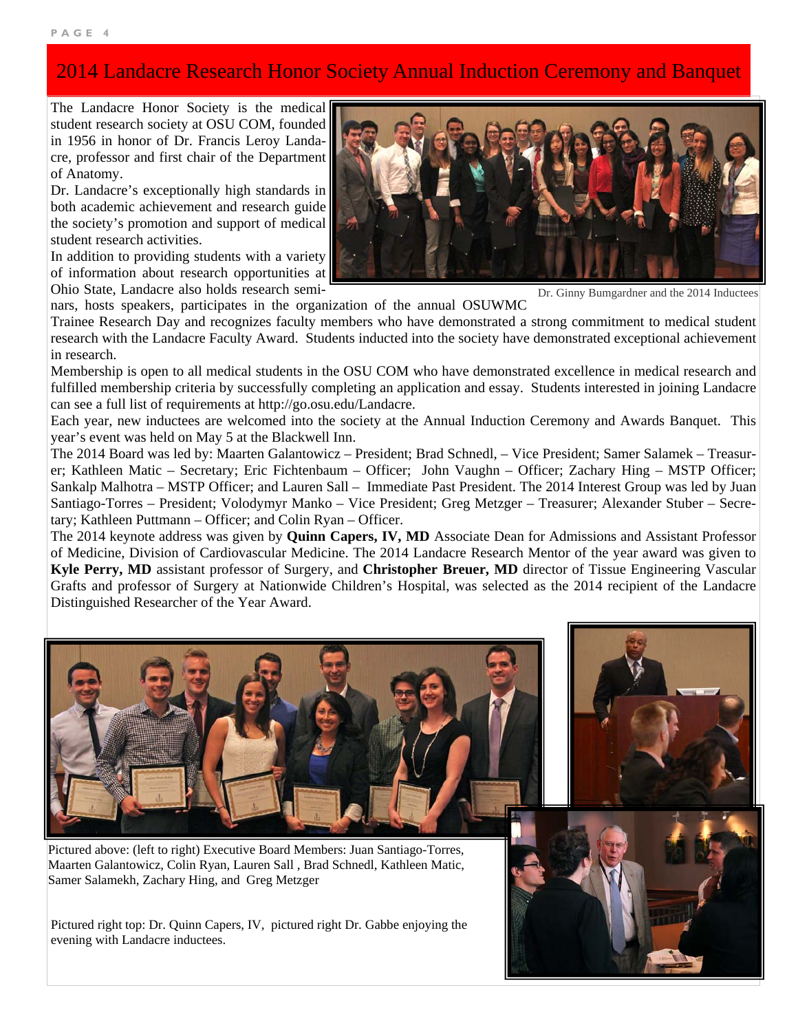# 2014 Landacre Research Honor Society Annual Induction Ceremony and Banquet

The Landacre Honor Society is the medical student research society at OSU COM, founded in 1956 in honor of Dr. Francis Leroy Landacre, professor and first chair of the Department of Anatomy.

Dr. Landacre's exceptionally high standards in both academic achievement and research guide the society's promotion and support of medical student research activities.

In addition to providing students with a variety of information about research opportunities at Ohio State, Landacre also holds research seminars, hosts speakers, participates in the organization of the annual OSUWMC Trainee Research Day and recognizes faculty members who have demonstrated a strong commitment to medical student research with the Landacre Faculty Award. Students inducted into the society have demonstrated exceptional achievement in research.

Dr. Ginny Bumgardner and the 2014 Inductees

Membership is open to all medical students in the OSU COM who have demonstrated excellence in medical research and fulfilled membership criteria by successfully completing an application and essay. Students interested in joining Landacre can see a full list of requirements at http://go.osu.edu/Landacre.

Each year, new inductees are welcomed into the society at the Annual Induction Ceremony and Awards Banquet. This year's event was held on May 5 at the Blackwell Inn.

The 2014 Board was led by: Maarten Galantowicz – President; Brad Schnedl, – Vice President; Samer Salamek – Treasurer; Kathleen Matic – Secretary; Eric Fichtenbaum – Officer; John Vaughn – Officer; Zachary Hing – MSTP Officer; Sankalp Malhotra – MSTP Officer; and Lauren Sall – Immediate Past President. The 2014 Interest Group was led by Juan Santiago-Torres – President; Volodymyr Manko – Vice President; Greg Metzger – Treasurer; Alexander Stuber – Secretary; Kathleen Puttmann – Officer; and Colin Ryan – Officer.

The 2014 keynote address was given by **Quinn Capers, IV, MD** Associate Dean for Admissions and Assistant Professor of Medicine, Division of Cardiovascular Medicine. The 2014 Landacre Research Mentor of the year award was given to **Kyle Perry, MD** assistant professor of Surgery, and **Christopher Breuer, MD** director of Tissue Engineering Vascular Grafts and professor of Surgery at Nationwide Children's Hospital, was selected as the 2014 recipient of the Landacre Distinguished Researcher of the Year Award.

Pictured above: (left to right) Executive Board Members: Juan Santiago-Torres, Maarten Galantowicz, Colin Ryan, Lauren Sall , Brad Schnedl, Kathleen Matic, Samer Salamekh, Zachary Hing, and Greg Metzger

Pictured right top: Dr. Quinn Capers, IV, pictured right Dr. Gabbe enjoying the evening with Landacre inductees.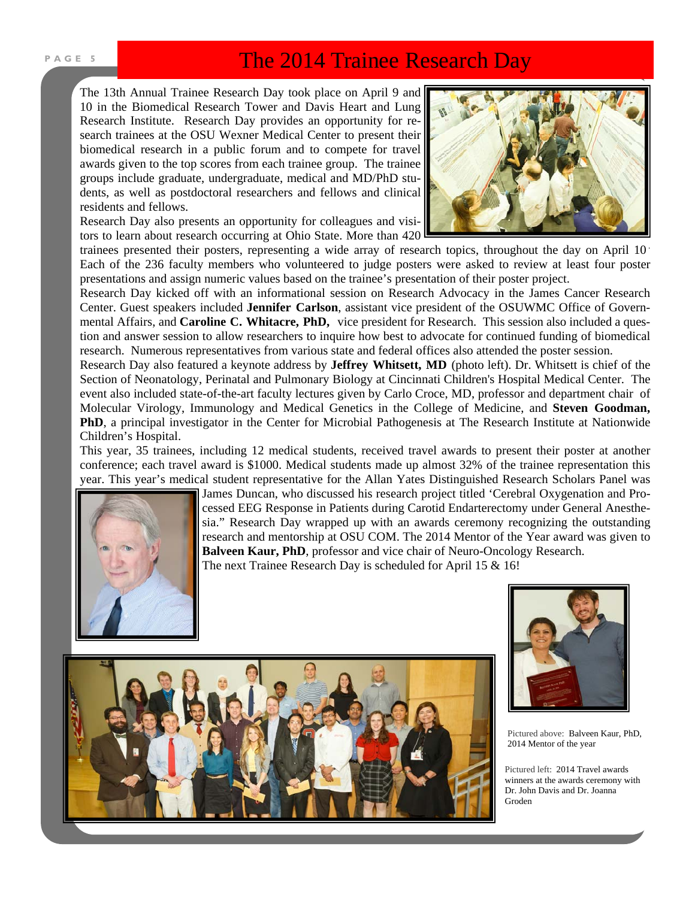# The 2014 Trainee Research Day

The 13th Annual Trainee Research Day took place on April 9 and 10 in the Biomedical Research Tower and Davis Heart and Lung Research Institute. Research Day provides an opportunity for research trainees at the OSU Wexner Medical Center to present their biomedical research in a public forum and to compete for travel awards given to the top scores from each trainee group. The trainee groups include graduate, undergraduate, medical and MD/PhD students, as well as postdoctoral researchers and fellows and clinical residents and fellows.

Research Day also presents an opportunity for colleagues and visitors to learn about research occurring at Ohio State. More than 420 trainees presented their posters, representing a wide array of research topics, throughout the day on April 10. Each of the 236 faculty members who volunteered to judge posters were asked to review at least four poster presentations and assign numeric values based on the trainee's presentation of their poster project.

Research Day kicked off with an informational session on Research Advocacy in the James Cancer Research Center. Guest speakers included **Jennifer Carlson**, assistant vice president of the OSUWMC Office of Governmental Affairs, and **Caroline C. Whitacre, PhD,** vice president for Research. This session also included a question and answer session to allow researchers to inquire how best to advocate for continued funding of biomedical research. Numerous representatives from various state and federal offices also attended the poster session.

Research Day also featured a keynote address by **Jeffrey Whitsett, MD** (photo left). Dr. Whitsett is chief of the Section of Neonatology, Perinatal and Pulmonary Biology at Cincinnati Children's Hospital Medical Center. The event also included state-of-the-art faculty lectures given by Carlo Croce, MD, professor and department chair of Molecular Virology, Immunology and Medical Genetics in the College of Medicine, and **Steven Goodman, PhD**, a principal investigator in the Center for Microbial Pathogenesis at The Research Institute at Nationwide Children's Hospital.

This year, 35 trainees, including 12 medical students, received travel awards to present their poster at another conference; each travel award is $1000. Medical students made up almost 32% of the trainee representation this year. This year's medical student representative for the Allan Yates Distinguished Research Scholars Panel was James Duncan, who discussed his research project titled 'Cerebral Oxygenation and Processed EEG Response in Patients during Carotid Endarterectomy under General Anesthesia." Research Day wrapped up with an awards ceremony recognizing the outstanding research and mentorship at OSU COM. The 2014 Mentor of the Year award was given to **Balveen Kaur, PhD**, professor and vice chair of Neuro-Oncology Research.

The next Trainee Research Day is scheduled for April 15 & 16!

Pictured above: Balveen Kaur, PhD, 2014 Mentor of the year

Pictured left: 2014 Travel awards winners at the awards ceremony with Dr. John Davis and Dr. Joanna Groden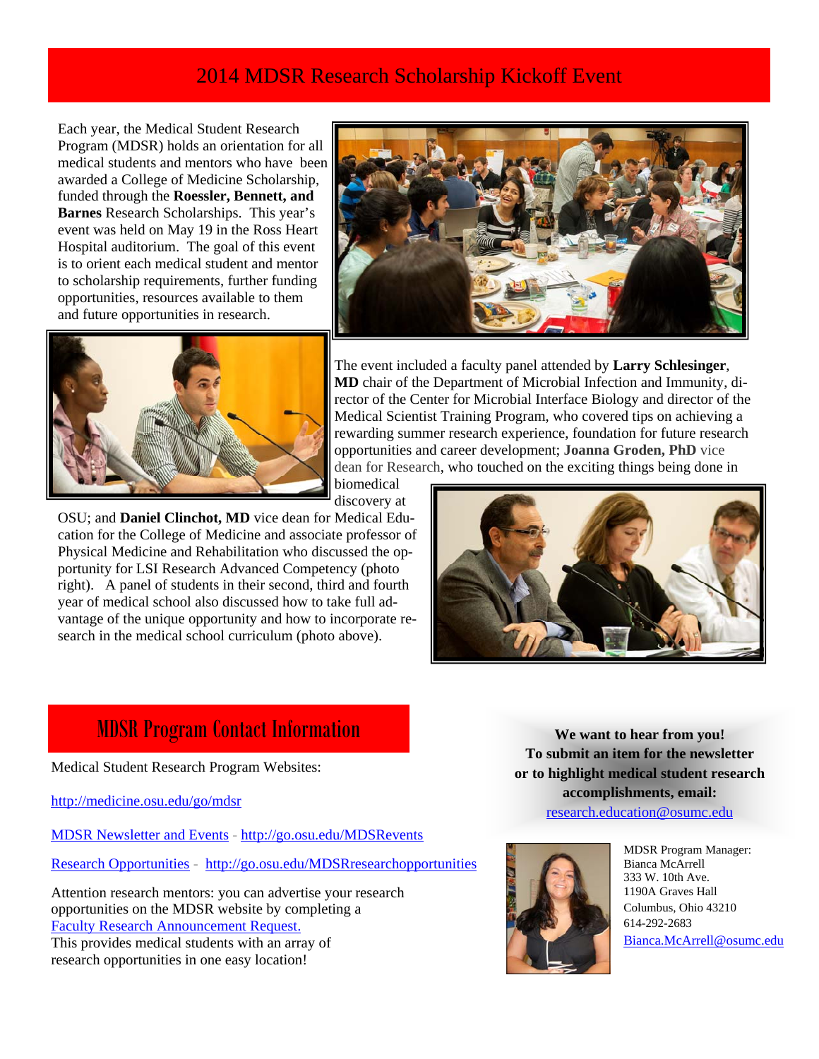# 2014 MDSR Research Scholarship Kickoff Event

Each year, the Medical Student Research Program (MDSR) holds an orientation for all medical students and mentors who have been awarded a College of Medicine Scholarship, funded through the **Roessler, Bennett, and Barnes** Research Scholarships. This year's event was held on May 19 in the Ross Heart Hospital auditorium. The goal of this event is to orient each medical student and mentor to scholarship requirements, further funding opportunities, resources available to them and future opportunities in research.

The event included a faculty panel attended by **Larry Schlesinger, MD** chair of the Department of Microbial Infection and Immunity, director of the Center for Microbial Interface Biology and director of the Medical Scientist Training Program, who covered tips on achieving a rewarding summer research experience, foundation for future research opportunities and career development; **Joanna Groden, PhD** vice dean for Research, who touched on the exciting things being done in biomedical discovery at OSU; and **Daniel Clinchot, MD** vice dean for Medical Education for the College of Medicine and associate professor of Physical Medicine and Rehabilitation who discussed the opportunity for LSI Research Advanced Competency (photo right). A panel of students in their second, third and fourth year of medical school also discussed how to take full advantage of the unique opportunity and how to incorporate research in the medical school curriculum (photo above).

## MDSR Program Contact Information

Medical Student Research Program Websites:

http://medicine.osu.edu/go/mdsr

MDSR Newsletter and Events - http://go.osu.edu/MDSRevents

Research Opportunities - http://go.osu.edu/MDSRresearchopportunities

Attention research mentors: you can advertise your research opportunities on the MDSR website by completing a Faculty Research Announcement Request. This provides medical students with an array of research opportunities in one easy location!

**We want to hear from you! To submit an item for the newsletter or to highlight medical student research accomplishments, email:**
research.education@osumc.edu

MDSR Program Manager:
Bianca McArrell
333 W. 10th Ave.
1190A Graves Hall
Columbus, Ohio 43210
614-292-2683
Bianca.McArrell@osumc.edu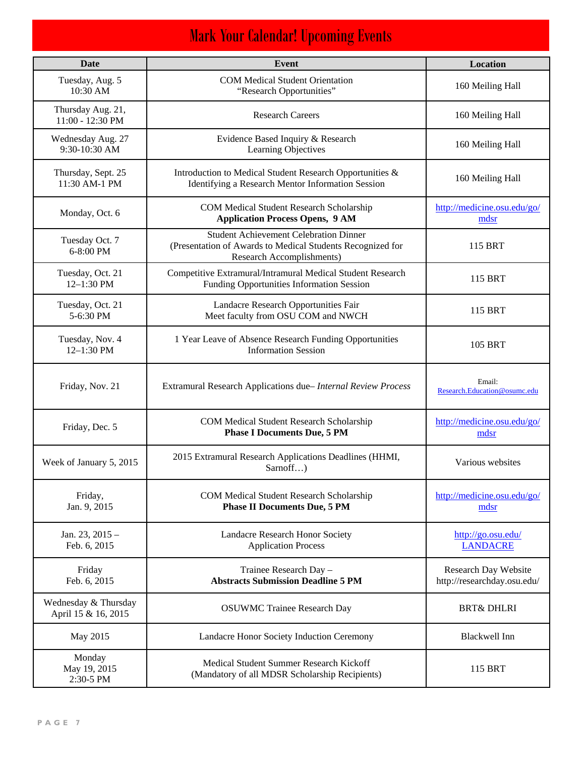# Mark Your Calendar! Upcoming Events

| Date | Event | Location |
|---|---|---|
| Tuesday, Aug. 5<br>10:30 AM | COM Medical Student Orientation<br>"Research Opportunities" | 160 Meiling Hall |
| Thursday Aug. 21,<br>11:00 - 12:30 PM | Research Careers | 160 Meiling Hall |
| Wednesday Aug. 27<br>9:30-10:30 AM | Evidence Based Inquiry & Research<br>Learning Objectives | 160 Meiling Hall |
| Thursday, Sept. 25<br>11:30 AM-1 PM | Introduction to Medical Student Research Opportunities &<br>Identifying a Research Mentor Information Session | 160 Meiling Hall |
| Monday, Oct. 6 | COM Medical Student Research Scholarship<br>**Application Process Opens, 9 AM** | http://medicine.osu.edu/go/mdsr |
| Tuesday Oct. 7<br>6-8:00 PM | Student Achievement Celebration Dinner<br>(Presentation of Awards to Medical Students Recognized for Research Accomplishments) | 115 BRT |
| Tuesday, Oct. 21<br>12–1:30 PM | Competitive Extramural/Intramural Medical Student Research<br>Funding Opportunities Information Session | 115 BRT |
| Tuesday, Oct. 21<br>5-6:30 PM | Landacre Research Opportunities Fair<br>Meet faculty from OSU COM and NWCH | 115 BRT |
| Tuesday, Nov. 4<br>12–1:30 PM | 1 Year Leave of Absence Research Funding Opportunities<br>Information Session | 105 BRT |
| Friday, Nov. 21 | Extramural Research Applications due– *Internal Review Process* | Email:<br>Research.Education@osumc.edu |
| Friday, Dec. 5 | COM Medical Student Research Scholarship<br>**Phase I Documents Due, 5 PM** | http://medicine.osu.edu/go/mdsr |
| Week of January 5, 2015 | 2015 Extramural Research Applications Deadlines (HHMI, Sarnoff…) | Various websites |
| Friday,<br>Jan. 9, 2015 | COM Medical Student Research Scholarship<br>**Phase II Documents Due, 5 PM** | http://medicine.osu.edu/go/mdsr |
| Jan. 23, 2015 –<br>Feb. 6, 2015 | Landacre Research Honor Society<br>Application Process | http://go.osu.edu/LANDACRE |
| Friday<br>Feb. 6, 2015 | Trainee Research Day –<br>**Abstracts Submission Deadline 5 PM** | Research Day Website<br>http://researchday.osu.edu/ |
| Wednesday & Thursday<br>April 15 & 16, 2015 | OSUWMC Trainee Research Day | BRT& DHLRI |
| May 2015 | Landacre Honor Society Induction Ceremony | Blackwell Inn |
| Monday<br>May 19, 2015<br>2:30-5 PM | Medical Student Summer Research Kickoff<br>(Mandatory of all MDSR Scholarship Recipients) | 115 BRT |